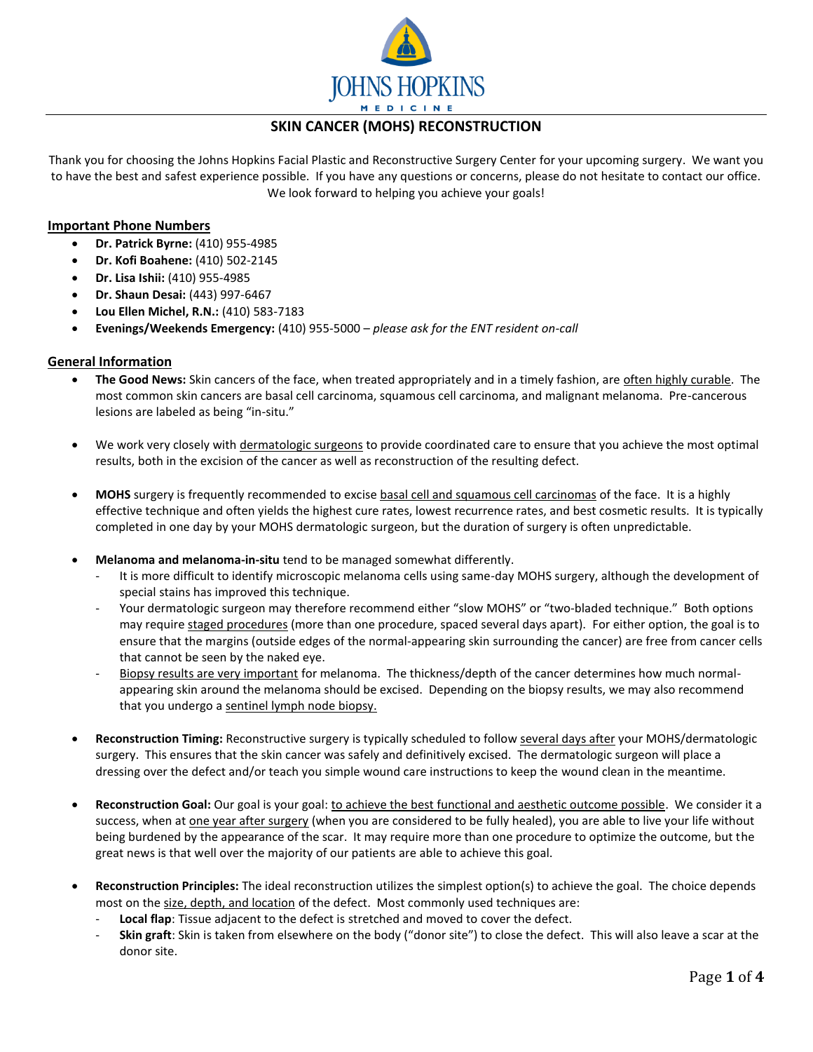# SKIN CANCER (MOHS) RECONSTRUCTION

Thank you for choosing the Johns Hopkins Facial Plastic and Reconstructive Surgery Center for your upcoming surgery. We want you to have the best and safest experience possible. If you have any questions or concerns, please do not hesitate to contact our office. We look forward to helping you achieve your goals!

## Important Phone Numbers

- **Dr. Patrick Byrne:** (410) 955-4985
- **Dr. Kofi Boahene:** (410) 502-2145
- **Dr. Lisa Ishii:** (410) 955-4985
- **Dr. Shaun Desai:** (443) 997-6467
- **Lou Ellen Michel, R.N.:** (410) 583-7183
- **Evenings/Weekends Emergency:** (410) 955-5000 – *please ask for the ENT resident on-call*

## General Information

- **The Good News:** Skin cancers of the face, when treated appropriately and in a timely fashion, are often highly curable. The most common skin cancers are basal cell carcinoma, squamous cell carcinoma, and malignant melanoma. Pre-cancerous lesions are labeled as being "in-situ."

- We work very closely with dermatologic surgeons to provide coordinated care to ensure that you achieve the most optimal results, both in the excision of the cancer as well as reconstruction of the resulting defect.

- **MOHS** surgery is frequently recommended to excise basal cell and squamous cell carcinomas of the face. It is a highly effective technique and often yields the highest cure rates, lowest recurrence rates, and best cosmetic results. It is typically completed in one day by your MOHS dermatologic surgeon, but the duration of surgery is often unpredictable.

- **Melanoma and melanoma-in-situ** tend to be managed somewhat differently.
  - It is more difficult to identify microscopic melanoma cells using same-day MOHS surgery, although the development of special stains has improved this technique.
  - Your dermatologic surgeon may therefore recommend either "slow MOHS" or "two-bladed technique." Both options may require staged procedures (more than one procedure, spaced several days apart). For either option, the goal is to ensure that the margins (outside edges of the normal-appearing skin surrounding the cancer) are free from cancer cells that cannot be seen by the naked eye.
  - Biopsy results are very important for melanoma. The thickness/depth of the cancer determines how much normal-appearing skin around the melanoma should be excised. Depending on the biopsy results, we may also recommend that you undergo a sentinel lymph node biopsy.

- **Reconstruction Timing:** Reconstructive surgery is typically scheduled to follow several days after your MOHS/dermatologic surgery. This ensures that the skin cancer was safely and definitively excised. The dermatologic surgeon will place a dressing over the defect and/or teach you simple wound care instructions to keep the wound clean in the meantime.

- **Reconstruction Goal:** Our goal is your goal: to achieve the best functional and aesthetic outcome possible. We consider it a success, when at one year after surgery (when you are considered to be fully healed), you are able to live your life without being burdened by the appearance of the scar. It may require more than one procedure to optimize the outcome, but the great news is that well over the majority of our patients are able to achieve this goal.

- **Reconstruction Principles:** The ideal reconstruction utilizes the simplest option(s) to achieve the goal. The choice depends most on the size, depth, and location of the defect. Most commonly used techniques are:
  - **Local flap**: Tissue adjacent to the defect is stretched and moved to cover the defect.
  - **Skin graft**: Skin is taken from elsewhere on the body ("donor site") to close the defect. This will also leave a scar at the donor site.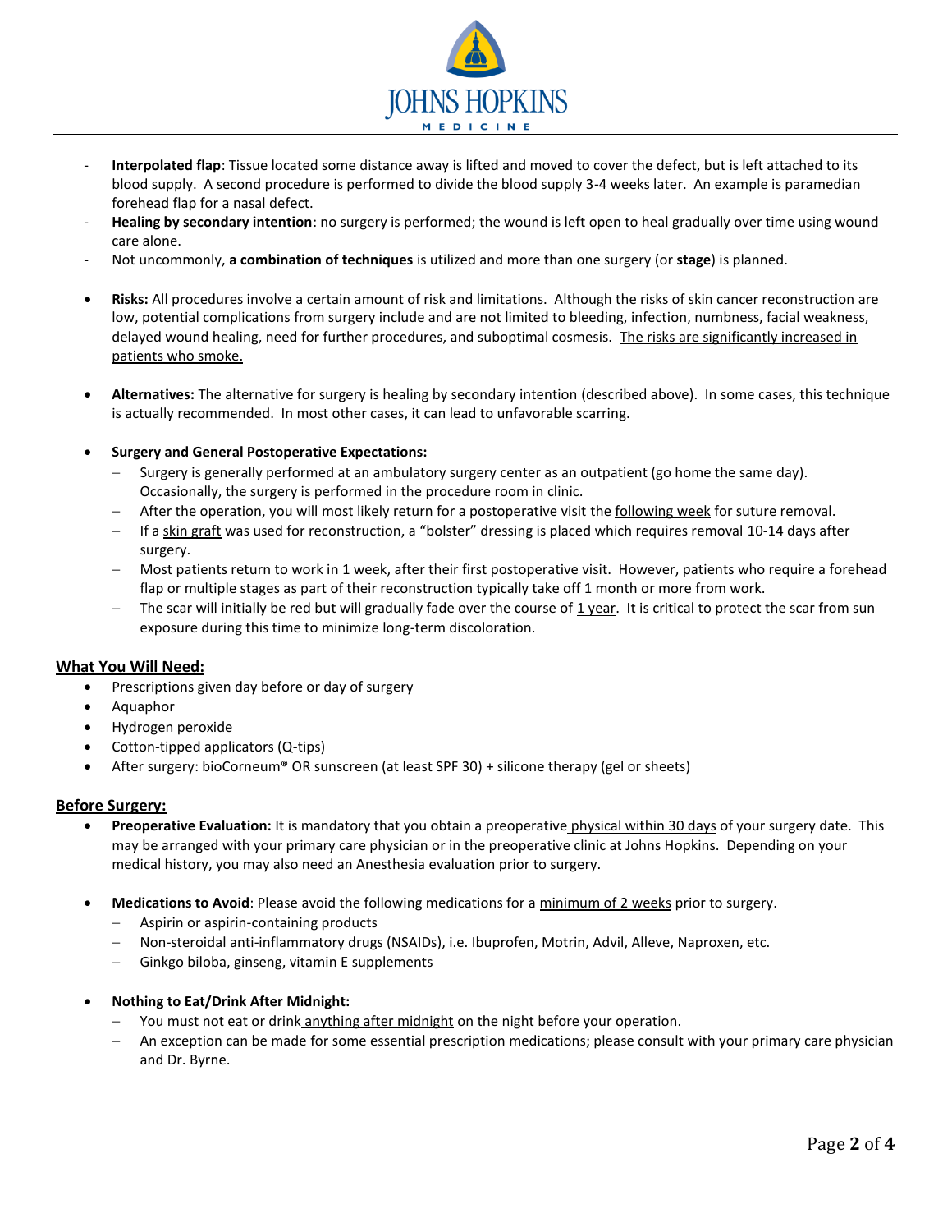- **Interpolated flap**: Tissue located some distance away is lifted and moved to cover the defect, but is left attached to its blood supply. A second procedure is performed to divide the blood supply 3-4 weeks later. An example is paramedian forehead flap for a nasal defect.
- **Healing by secondary intention**: no surgery is performed; the wound is left open to heal gradually over time using wound care alone.
- Not uncommonly, **a combination of techniques** is utilized and more than one surgery (or **stage**) is planned.

- **Risks:** All procedures involve a certain amount of risk and limitations. Although the risks of skin cancer reconstruction are low, potential complications from surgery include and are not limited to bleeding, infection, numbness, facial weakness, delayed wound healing, need for further procedures, and suboptimal cosmesis. <u>The risks are significantly increased in patients who smoke.</u>

- **Alternatives:** The alternative for surgery is <u>healing by secondary intention</u> (described above). In some cases, this technique is actually recommended. In most other cases, it can lead to unfavorable scarring.

- **Surgery and General Postoperative Expectations:**
  - Surgery is generally performed at an ambulatory surgery center as an outpatient (go home the same day). Occasionally, the surgery is performed in the procedure room in clinic.
  - After the operation, you will most likely return for a postoperative visit the <u>following week</u> for suture removal.
  - If a <u>skin graft</u> was used for reconstruction, a "bolster" dressing is placed which requires removal 10-14 days after surgery.
  - Most patients return to work in 1 week, after their first postoperative visit. However, patients who require a forehead flap or multiple stages as part of their reconstruction typically take off 1 month or more from work.
  - The scar will initially be red but will gradually fade over the course of <u>1 year</u>. It is critical to protect the scar from sun exposure during this time to minimize long-term discoloration.

## What You Will Need:

- Prescriptions given day before or day of surgery
- Aquaphor
- Hydrogen peroxide
- Cotton-tipped applicators (Q-tips)
- After surgery: bioCorneum® OR sunscreen (at least SPF 30) + silicone therapy (gel or sheets)

## Before Surgery:

- **Preoperative Evaluation:** It is mandatory that you obtain a preoperative <u>physical within 30 days</u> of your surgery date. This may be arranged with your primary care physician or in the preoperative clinic at Johns Hopkins. Depending on your medical history, you may also need an Anesthesia evaluation prior to surgery.

- **Medications to Avoid**: Please avoid the following medications for a <u>minimum of 2 weeks</u> prior to surgery.
  - Aspirin or aspirin-containing products
  - Non-steroidal anti-inflammatory drugs (NSAIDs), i.e. Ibuprofen, Motrin, Advil, Alleve, Naproxen, etc.
  - Ginkgo biloba, ginseng, vitamin E supplements

- **Nothing to Eat/Drink After Midnight:**
  - You must not eat or drink <u>anything after midnight</u> on the night before your operation.
  - An exception can be made for some essential prescription medications; please consult with your primary care physician and Dr. Byrne.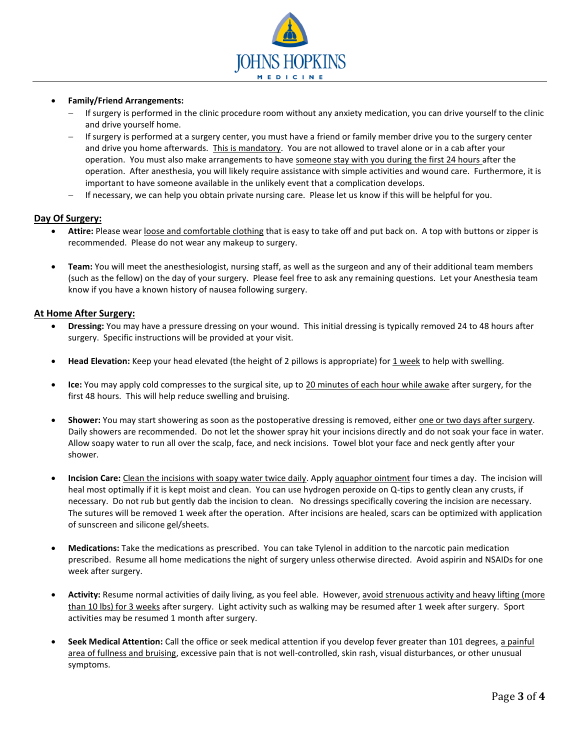- **Family/Friend Arrangements:**
  - If surgery is performed in the clinic procedure room without any anxiety medication, you can drive yourself to the clinic and drive yourself home.
  - If surgery is performed at a surgery center, you must have a friend or family member drive you to the surgery center and drive you home afterwards. This is mandatory. You are not allowed to travel alone or in a cab after your operation. You must also make arrangements to have someone stay with you during the first 24 hours after the operation. After anesthesia, you will likely require assistance with simple activities and wound care. Furthermore, it is important to have someone available in the unlikely event that a complication develops.
  - If necessary, we can help you obtain private nursing care. Please let us know if this will be helpful for you.

## Day Of Surgery:

- **Attire:** Please wear loose and comfortable clothing that is easy to take off and put back on. A top with buttons or zipper is recommended. Please do not wear any makeup to surgery.
- **Team:** You will meet the anesthesiologist, nursing staff, as well as the surgeon and any of their additional team members (such as the fellow) on the day of your surgery. Please feel free to ask any remaining questions. Let your Anesthesia team know if you have a known history of nausea following surgery.

## At Home After Surgery:

- **Dressing:** You may have a pressure dressing on your wound. This initial dressing is typically removed 24 to 48 hours after surgery. Specific instructions will be provided at your visit.
- **Head Elevation:** Keep your head elevated (the height of 2 pillows is appropriate) for 1 week to help with swelling.
- **Ice:** You may apply cold compresses to the surgical site, up to 20 minutes of each hour while awake after surgery, for the first 48 hours. This will help reduce swelling and bruising.
- **Shower:** You may start showering as soon as the postoperative dressing is removed, either one or two days after surgery. Daily showers are recommended. Do not let the shower spray hit your incisions directly and do not soak your face in water. Allow soapy water to run all over the scalp, face, and neck incisions. Towel blot your face and neck gently after your shower.
- **Incision Care:** Clean the incisions with soapy water twice daily. Apply aquaphor ointment four times a day. The incision will heal most optimally if it is kept moist and clean. You can use hydrogen peroxide on Q-tips to gently clean any crusts, if necessary. Do not rub but gently dab the incision to clean. No dressings specifically covering the incision are necessary. The sutures will be removed 1 week after the operation. After incisions are healed, scars can be optimized with application of sunscreen and silicone gel/sheets.
- **Medications:** Take the medications as prescribed. You can take Tylenol in addition to the narcotic pain medication prescribed. Resume all home medications the night of surgery unless otherwise directed. Avoid aspirin and NSAIDs for one week after surgery.
- **Activity:** Resume normal activities of daily living, as you feel able. However, avoid strenuous activity and heavy lifting (more than 10 lbs) for 3 weeks after surgery. Light activity such as walking may be resumed after 1 week after surgery. Sport activities may be resumed 1 month after surgery.
- **Seek Medical Attention:** Call the office or seek medical attention if you develop fever greater than 101 degrees, a painful area of fullness and bruising, excessive pain that is not well-controlled, skin rash, visual disturbances, or other unusual symptoms.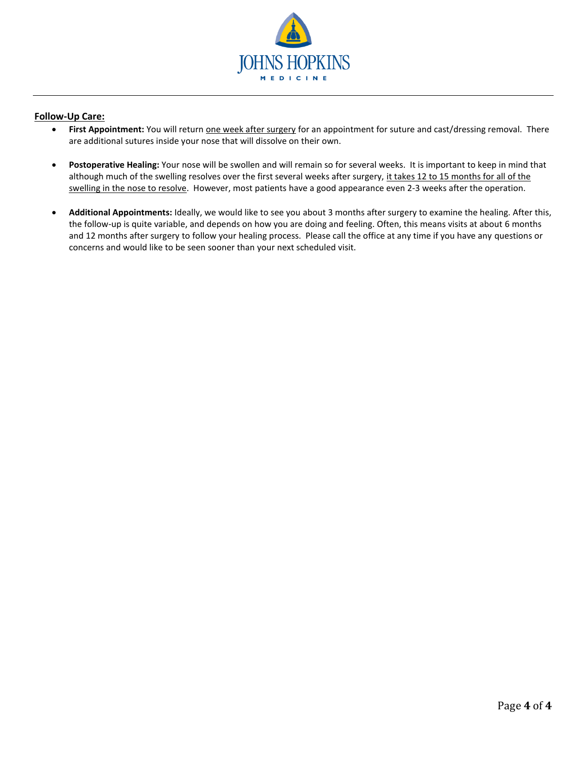## Follow-Up Care:

- **First Appointment:** You will return one week after surgery for an appointment for suture and cast/dressing removal. There are additional sutures inside your nose that will dissolve on their own.

- **Postoperative Healing:** Your nose will be swollen and will remain so for several weeks. It is important to keep in mind that although much of the swelling resolves over the first several weeks after surgery, it takes 12 to 15 months for all of the swelling in the nose to resolve. However, most patients have a good appearance even 2-3 weeks after the operation.

- **Additional Appointments:** Ideally, we would like to see you about 3 months after surgery to examine the healing. After this, the follow-up is quite variable, and depends on how you are doing and feeling. Often, this means visits at about 6 months and 12 months after surgery to follow your healing process. Please call the office at any time if you have any questions or concerns and would like to be seen sooner than your next scheduled visit.